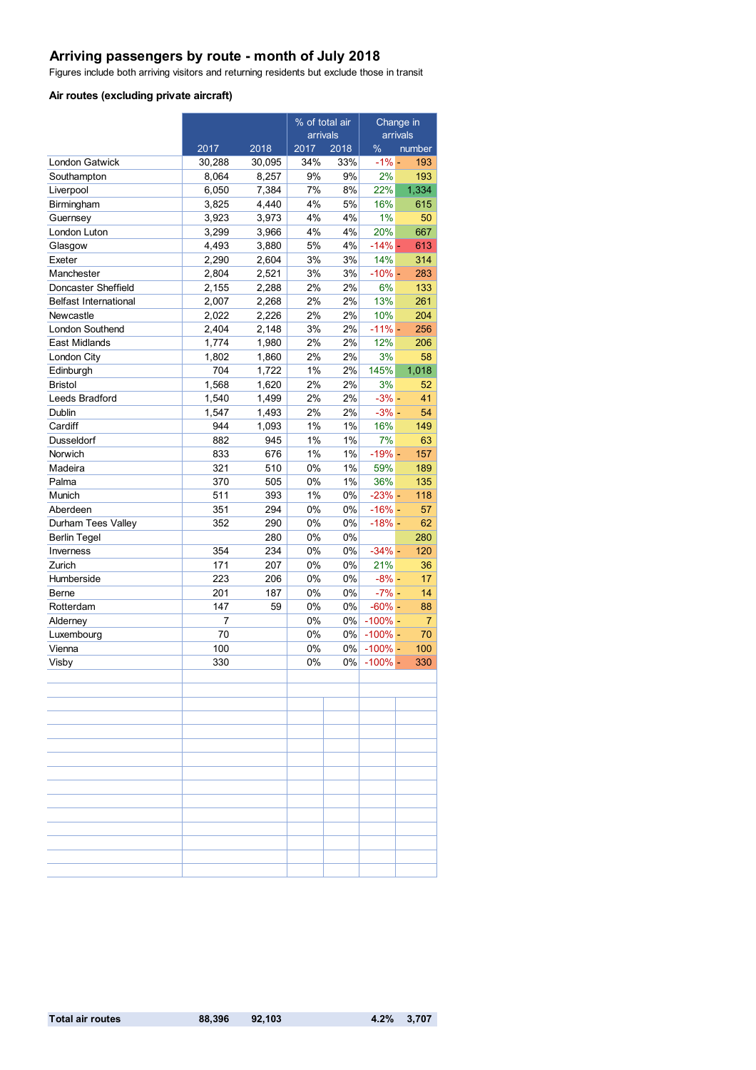# Arriving passengers by route - month of July 2018

Figures include both arriving visitors and returning residents but exclude those in transit

### Air routes (excluding private aircraft)

| | | | % of total air arrivals | | Change in arrivals | |
|---|---|---|---|---|---|---|
| | 2017 | 2018 | 2017 | 2018 | % | number |
| London Gatwick | 30,288 | 30,095 | 34% | 33% | -1% | - 193 |
| Southampton | 8,064 | 8,257 | 9% | 9% | 2% | 193 |
| Liverpool | 6,050 | 7,384 | 7% | 8% | 22% | 1,334 |
| Birmingham | 3,825 | 4,440 | 4% | 5% | 16% | 615 |
| Guernsey | 3,923 | 3,973 | 4% | 4% | 1% | 50 |
| London Luton | 3,299 | 3,966 | 4% | 4% | 20% | 667 |
| Glasgow | 4,493 | 3,880 | 5% | 4% | -14% | - 613 |
| Exeter | 2,290 | 2,604 | 3% | 3% | 14% | 314 |
| Manchester | 2,804 | 2,521 | 3% | 3% | -10% | - 283 |
| Doncaster Sheffield | 2,155 | 2,288 | 2% | 2% | 6% | 133 |
| Belfast International | 2,007 | 2,268 | 2% | 2% | 13% | 261 |
| Newcastle | 2,022 | 2,226 | 2% | 2% | 10% | 204 |
| London Southend | 2,404 | 2,148 | 3% | 2% | -11% | - 256 |
| East Midlands | 1,774 | 1,980 | 2% | 2% | 12% | 206 |
| London City | 1,802 | 1,860 | 2% | 2% | 3% | 58 |
| Edinburgh | 704 | 1,722 | 1% | 2% | 145% | 1,018 |
| Bristol | 1,568 | 1,620 | 2% | 2% | 3% | 52 |
| Leeds Bradford | 1,540 | 1,499 | 2% | 2% | -3% | - 41 |
| Dublin | 1,547 | 1,493 | 2% | 2% | -3% | - 54 |
| Cardiff | 944 | 1,093 | 1% | 1% | 16% | 149 |
| Dusseldorf | 882 | 945 | 1% | 1% | 7% | 63 |
| Norwich | 833 | 676 | 1% | 1% | -19% | - 157 |
| Madeira | 321 | 510 | 0% | 1% | 59% | 189 |
| Palma | 370 | 505 | 0% | 1% | 36% | 135 |
| Munich | 511 | 393 | 1% | 0% | -23% | - 118 |
| Aberdeen | 351 | 294 | 0% | 0% | -16% | - 57 |
| Durham Tees Valley | 352 | 290 | 0% | 0% | -18% | - 62 |
| Berlin Tegel | | 280 | 0% | 0% | | 280 |
| Inverness | 354 | 234 | 0% | 0% | -34% | - 120 |
| Zurich | 171 | 207 | 0% | 0% | 21% | 36 |
| Humberside | 223 | 206 | 0% | 0% | -8% | - 17 |
| Berne | 201 | 187 | 0% | 0% | -7% | - 14 |
| Rotterdam | 147 | 59 | 0% | 0% | -60% | - 88 |
| Alderney | 7 | | 0% | 0% | -100% | - 7 |
| Luxembourg | 70 | | 0% | 0% | -100% | - 70 |
| Vienna | 100 | | 0% | 0% | -100% | - 100 |
| Visby | 330 | | 0% | 0% | -100% | - 330 |
| **Total air routes** | **88,396** | **92,103** | | | **4.2%** | **3,707** |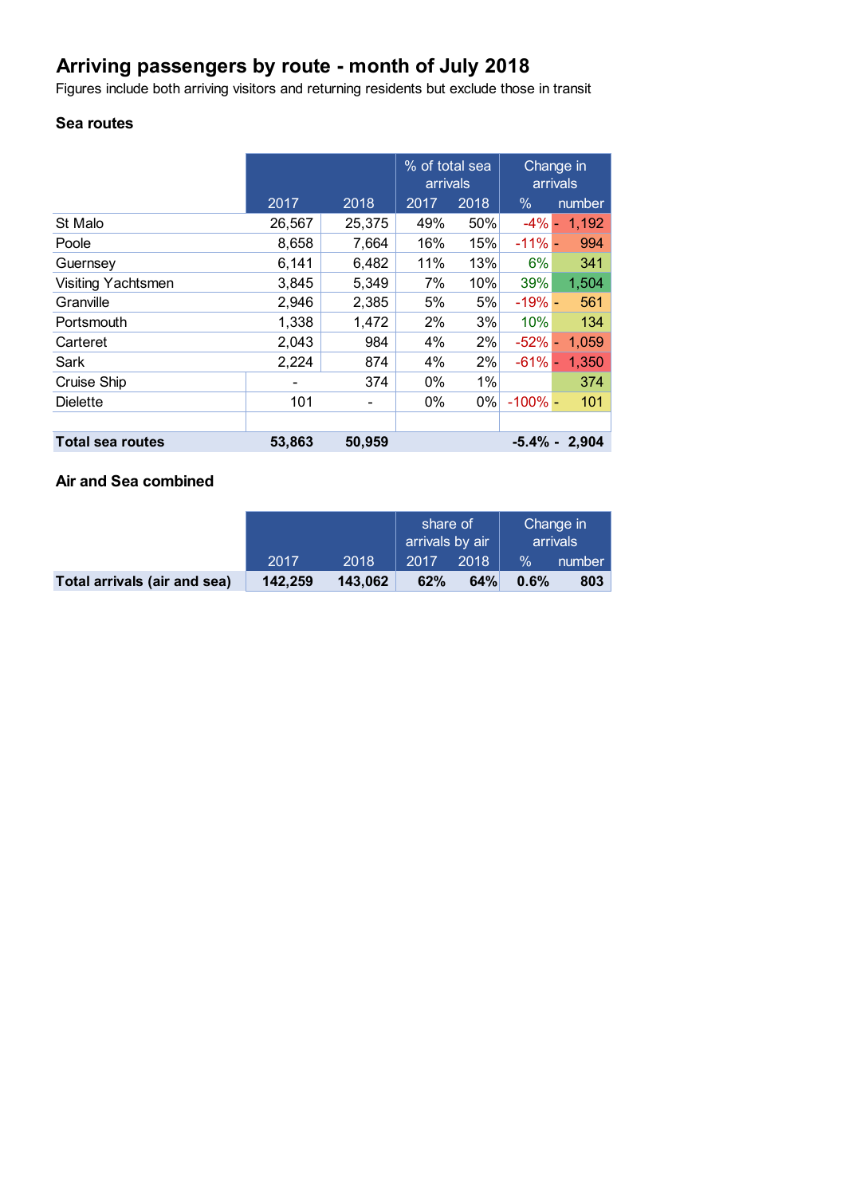# Arriving passengers by route - month of July 2018

Figures include both arriving visitors and returning residents but exclude those in transit

### Sea routes

| | 2017 | 2018 | % of total sea arrivals 2017 | % of total sea arrivals 2018 | Change in arrivals % | Change in arrivals number |
|---|---|---|---|---|---|---|
| St Malo | 26,567 | 25,375 | 49% | 50% | -4% | - 1,192 |
| Poole | 8,658 | 7,664 | 16% | 15% | -11% | - 994 |
| Guernsey | 6,141 | 6,482 | 11% | 13% | 6% | 341 |
| Visiting Yachtsmen | 3,845 | 5,349 | 7% | 10% | 39% | 1,504 |
| Granville | 2,946 | 2,385 | 5% | 5% | -19% | - 561 |
| Portsmouth | 1,338 | 1,472 | 2% | 3% | 10% | 134 |
| Carteret | 2,043 | 984 | 4% | 2% | -52% | - 1,059 |
| Sark | 2,224 | 874 | 4% | 2% | -61% | - 1,350 |
| Cruise Ship | - | 374 | 0% | 1% | | 374 |
| Dielette | 101 | - | 0% | 0% | -100% | - 101 |
| | | | | | | |
| **Total sea routes** | **53,863** | **50,959** | | | **-5.4%** | **- 2,904** |

### Air and Sea combined

| | 2017 | 2018 | share of arrivals by air 2017 | share of arrivals by air 2018 | Change in arrivals % | Change in arrivals number |
|---|---|---|---|---|---|---|
| **Total arrivals (air and sea)** | **142,259** | **143,062** | **62%** | **64%** | **0.6%** | **803** |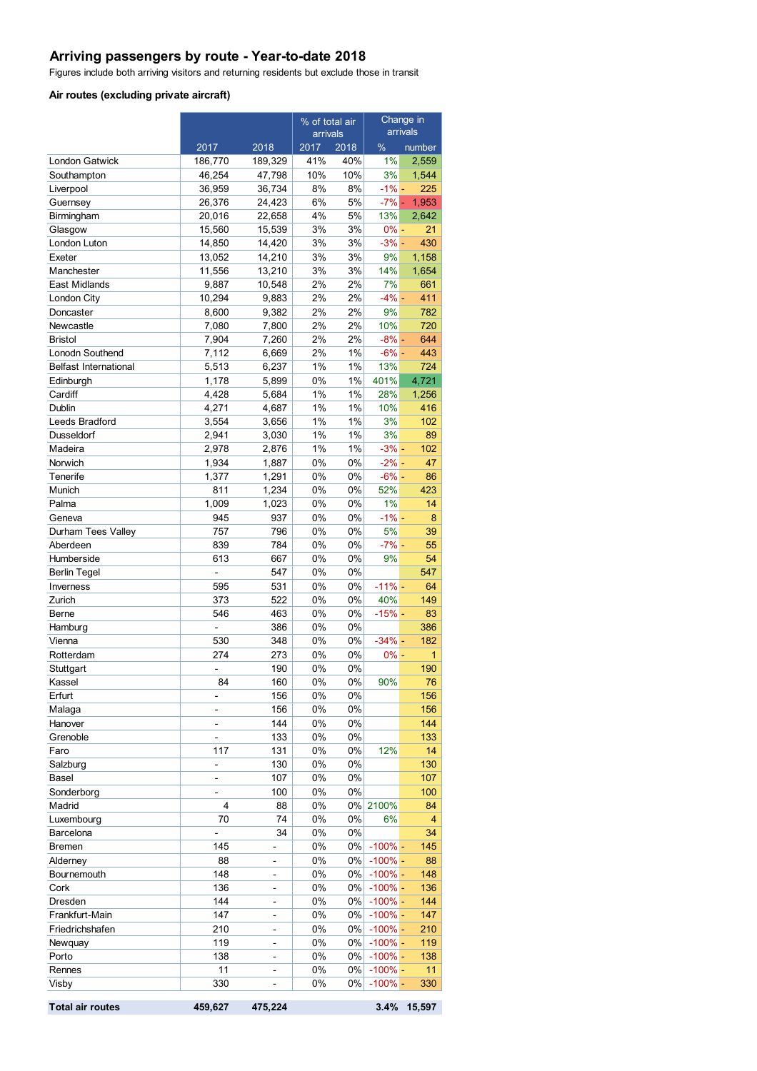# Arriving passengers by route - Year-to-date 2018

Figures include both arriving visitors and returning residents but exclude those in transit

## Air routes (excluding private aircraft)

| | | | % of total air arrivals | | Change in arrivals | |
|---|---|---|---|---|---|---|
| | 2017 | 2018 | 2017 | 2018 | % | number |
| London Gatwick | 186,770 | 189,329 | 41% | 40% | 1% | 2,559 |
| Southampton | 46,254 | 47,798 | 10% | 10% | 3% | 1,544 |
| Liverpool | 36,959 | 36,734 | 8% | 8% | -1% | - 225 |
| Guernsey | 26,376 | 24,423 | 6% | 5% | -7% | - 1,953 |
| Birmingham | 20,016 | 22,658 | 4% | 5% | 13% | 2,642 |
| Glasgow | 15,560 | 15,539 | 3% | 3% | 0% | - 21 |
| London Luton | 14,850 | 14,420 | 3% | 3% | -3% | - 430 |
| Exeter | 13,052 | 14,210 | 3% | 3% | 9% | 1,158 |
| Manchester | 11,556 | 13,210 | 3% | 3% | 14% | 1,654 |
| East Midlands | 9,887 | 10,548 | 2% | 2% | 7% | 661 |
| London City | 10,294 | 9,883 | 2% | 2% | -4% | - 411 |
| Doncaster | 8,600 | 9,382 | 2% | 2% | 9% | 782 |
| Newcastle | 7,080 | 7,800 | 2% | 2% | 10% | 720 |
| Bristol | 7,904 | 7,260 | 2% | 2% | -8% | - 644 |
| Lonodn Southend | 7,112 | 6,669 | 2% | 1% | -6% | - 443 |
| Belfast International | 5,513 | 6,237 | 1% | 1% | 13% | 724 |
| Edinburgh | 1,178 | 5,899 | 0% | 1% | 401% | 4,721 |
| Cardiff | 4,428 | 5,684 | 1% | 1% | 28% | 1,256 |
| Dublin | 4,271 | 4,687 | 1% | 1% | 10% | 416 |
| Leeds Bradford | 3,554 | 3,656 | 1% | 1% | 3% | 102 |
| Dusseldorf | 2,941 | 3,030 | 1% | 1% | 3% | 89 |
| Madeira | 2,978 | 2,876 | 1% | 1% | -3% | - 102 |
| Norwich | 1,934 | 1,887 | 0% | 0% | -2% | - 47 |
| Tenerife | 1,377 | 1,291 | 0% | 0% | -6% | - 86 |
| Munich | 811 | 1,234 | 0% | 0% | 52% | 423 |
| Palma | 1,009 | 1,023 | 0% | 0% | 1% | 14 |
| Geneva | 945 | 937 | 0% | 0% | -1% | - 8 |
| Durham Tees Valley | 757 | 796 | 0% | 0% | 5% | 39 |
| Aberdeen | 839 | 784 | 0% | 0% | -7% | - 55 |
| Humberside | 613 | 667 | 0% | 0% | 9% | 54 |
| Berlin Tegel | - | 547 | 0% | 0% | | 547 |
| Inverness | 595 | 531 | 0% | 0% | -11% | - 64 |
| Zurich | 373 | 522 | 0% | 0% | 40% | 149 |
| Berne | 546 | 463 | 0% | 0% | -15% | - 83 |
| Hamburg | - | 386 | 0% | 0% | | 386 |
| Vienna | 530 | 348 | 0% | 0% | -34% | - 182 |
| Rotterdam | 274 | 273 | 0% | 0% | 0% | - 1 |
| Stuttgart | - | 190 | 0% | 0% | | 190 |
| Kassel | 84 | 160 | 0% | 0% | 90% | 76 |
| Erfurt | - | 156 | 0% | 0% | | 156 |
| Malaga | - | 156 | 0% | 0% | | 156 |
| Hanover | - | 144 | 0% | 0% | | 144 |
| Grenoble | - | 133 | 0% | 0% | | 133 |
| Faro | 117 | 131 | 0% | 0% | 12% | 14 |
| Salzburg | - | 130 | 0% | 0% | | 130 |
| Basel | - | 107 | 0% | 0% | | 107 |
| Sonderborg | - | 100 | 0% | 0% | | 100 |
| Madrid | 4 | 88 | 0% | 0% | 2100% | 84 |
| Luxembourg | 70 | 74 | 0% | 0% | 6% | 4 |
| Barcelona | - | 34 | 0% | 0% | | 34 |
| Bremen | 145 | - | 0% | 0% | -100% | - 145 |
| Alderney | 88 | - | 0% | 0% | -100% | - 88 |
| Bournemouth | 148 | - | 0% | 0% | -100% | - 148 |
| Cork | 136 | - | 0% | 0% | -100% | - 136 |
| Dresden | 144 | - | 0% | 0% | -100% | - 144 |
| Frankfurt-Main | 147 | - | 0% | 0% | -100% | - 147 |
| Friedrichshafen | 210 | - | 0% | 0% | -100% | - 210 |
| Newquay | 119 | - | 0% | 0% | -100% | - 119 |
| Porto | 138 | - | 0% | 0% | -100% | - 138 |
| Rennes | 11 | - | 0% | 0% | -100% | - 11 |
| Visby | 330 | - | 0% | 0% | -100% | - 330 |
| **Total air routes** | **459,627** | **475,224** | | | **3.4%** | **15,597** |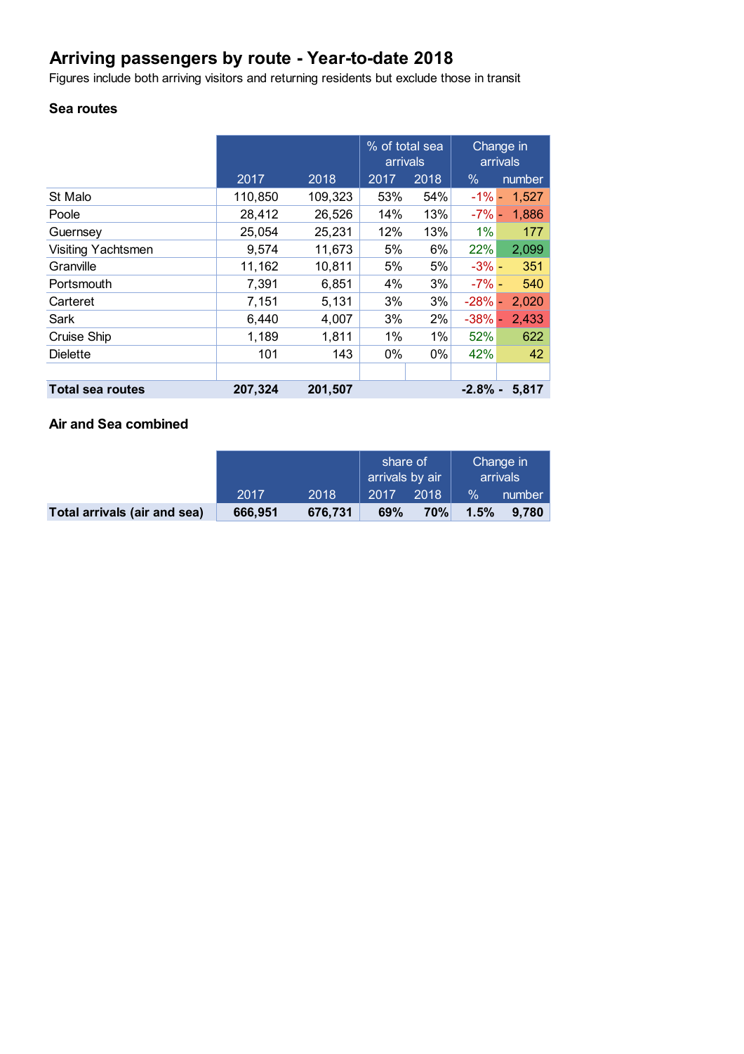# Arriving passengers by route - Year-to-date 2018

Figures include both arriving visitors and returning residents but exclude those in transit

### Sea routes

| | | | % of total sea arrivals | | Change in arrivals | |
|---|---|---|---|---|---|---|
| | 2017 | 2018 | 2017 | 2018 | % | number |
| St Malo | 110,850 | 109,323 | 53% | 54% | -1% | - 1,527 |
| Poole | 28,412 | 26,526 | 14% | 13% | -7% | - 1,886 |
| Guernsey | 25,054 | 25,231 | 12% | 13% | 1% | 177 |
| Visiting Yachtsmen | 9,574 | 11,673 | 5% | 6% | 22% | 2,099 |
| Granville | 11,162 | 10,811 | 5% | 5% | -3% | - 351 |
| Portsmouth | 7,391 | 6,851 | 4% | 3% | -7% | - 540 |
| Carteret | 7,151 | 5,131 | 3% | 3% | -28% | - 2,020 |
| Sark | 6,440 | 4,007 | 3% | 2% | -38% | - 2,433 |
| Cruise Ship | 1,189 | 1,811 | 1% | 1% | 52% | 622 |
| Dielette | 101 | 143 | 0% | 0% | 42% | 42 |
| | | | | | | |
| **Total sea routes** | **207,324** | **201,507** | | | **-2.8%** | **- 5,817** |

### Air and Sea combined

| | | | share of arrivals by air | | Change in arrivals | |
|---|---|---|---|---|---|---|
| | 2017 | 2018 | 2017 | 2018 | % | number |
| **Total arrivals (air and sea)** | **666,951** | **676,731** | **69%** | **70%** | **1.5%** | **9,780** |